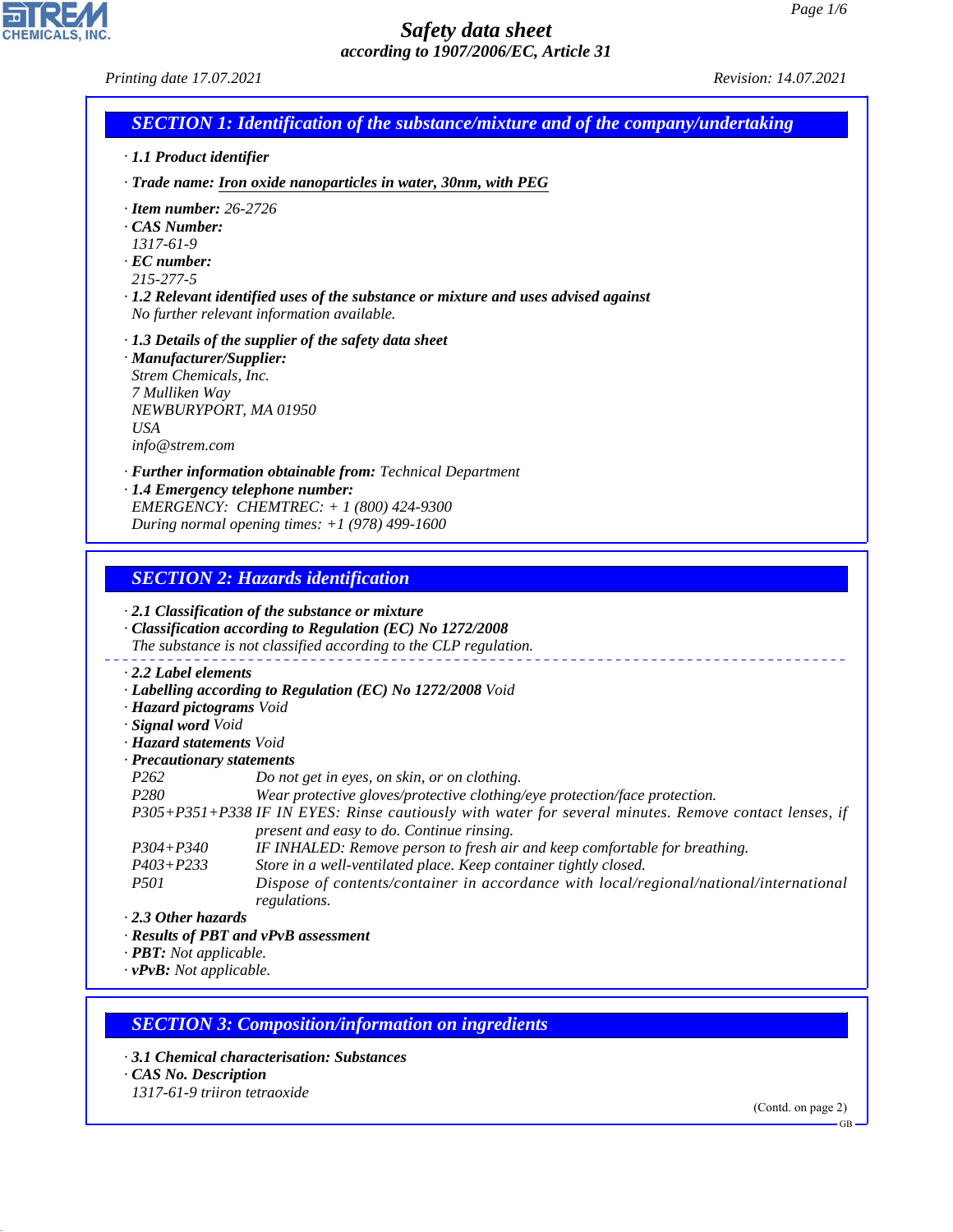# Safety data sheet

*according to 1907/2006/EC, Article 31*

*Printing date 17.07.2021* *Revision: 14.07.2021*

## SECTION 1: Identification of the substance/mixture and of the company/undertaking

· **1.1 Product identifier**

· **Trade name: Iron oxide nanoparticles in water, 30nm, with PEG**

· **Item number:** 26-2726
· **CAS Number:**
1317-61-9
· **EC number:**
215-277-5
· **1.2 Relevant identified uses of the substance or mixture and uses advised against**
No further relevant information available.

· **1.3 Details of the supplier of the safety data sheet**
· **Manufacturer/Supplier:**
Strem Chemicals, Inc.
7 Mulliken Way
NEWBURYPORT, MA 01950
USA
info@strem.com

· **Further information obtainable from:** Technical Department
· **1.4 Emergency telephone number:**
EMERGENCY: CHEMTREC: + 1 (800) 424-9300
During normal opening times: +1 (978) 499-1600

## SECTION 2: Hazards identification

· **2.1 Classification of the substance or mixture**
· **Classification according to Regulation (EC) No 1272/2008**
The substance is not classified according to the CLP regulation.

· **2.2 Label elements**
· **Labelling according to Regulation (EC) No 1272/2008** Void
· **Hazard pictograms** Void
· **Signal word** Void
· **Hazard statements** Void
· **Precautionary statements**

| | |
|---|---|
| P262 | Do not get in eyes, on skin, or on clothing. |
| P280 | Wear protective gloves/protective clothing/eye protection/face protection. |
| P305+P351+P338 | IF IN EYES: Rinse cautiously with water for several minutes. Remove contact lenses, if present and easy to do. Continue rinsing. |
| P304+P340 | IF INHALED: Remove person to fresh air and keep comfortable for breathing. |
| P403+P233 | Store in a well-ventilated place. Keep container tightly closed. |
| P501 | Dispose of contents/container in accordance with local/regional/national/international regulations. |

· **2.3 Other hazards**
· **Results of PBT and vPvB assessment**
· **PBT:** Not applicable.
· **vPvB:** Not applicable.

## SECTION 3: Composition/information on ingredients

· **3.1 Chemical characterisation: Substances**
· **CAS No. Description**
1317-61-9 triiron tetraoxide

(Contd. on page 2)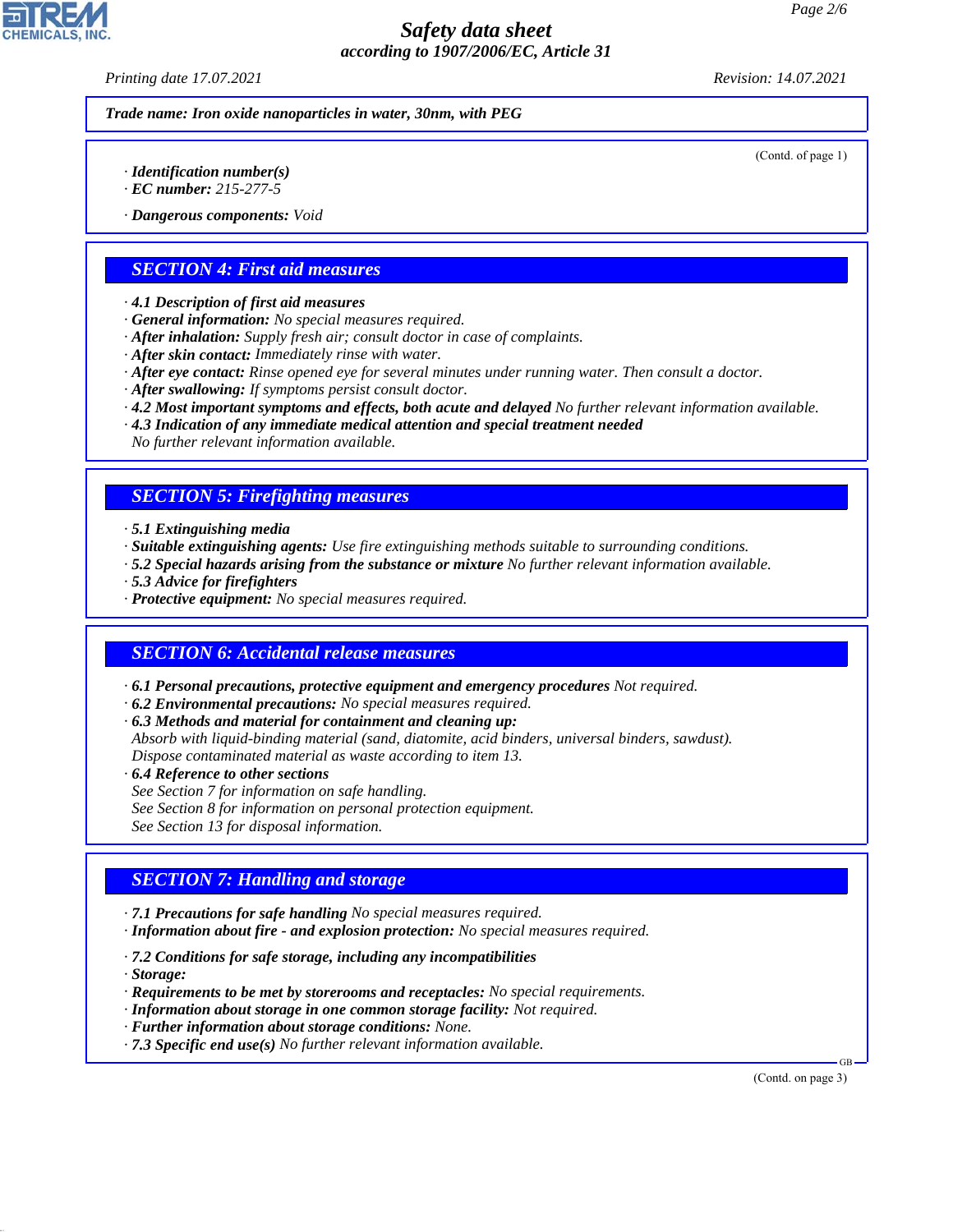Trade name: Iron oxide nanoparticles in water, 30nm, with PEG

(Contd. of page 1)

· **Identification number(s)**
· **EC number:** 215-277-5

· **Dangerous components:** Void

## SECTION 4: First aid measures

· **4.1 Description of first aid measures**
· **General information:** No special measures required.
· **After inhalation:** Supply fresh air; consult doctor in case of complaints.
· **After skin contact:** Immediately rinse with water.
· **After eye contact:** Rinse opened eye for several minutes under running water. Then consult a doctor.
· **After swallowing:** If symptoms persist consult doctor.
· **4.2 Most important symptoms and effects, both acute and delayed** No further relevant information available.
· **4.3 Indication of any immediate medical attention and special treatment needed**
No further relevant information available.

## SECTION 5: Firefighting measures

· **5.1 Extinguishing media**
· **Suitable extinguishing agents:** Use fire extinguishing methods suitable to surrounding conditions.
· **5.2 Special hazards arising from the substance or mixture** No further relevant information available.
· **5.3 Advice for firefighters**
· **Protective equipment:** No special measures required.

## SECTION 6: Accidental release measures

· **6.1 Personal precautions, protective equipment and emergency procedures** Not required.
· **6.2 Environmental precautions:** No special measures required.
· **6.3 Methods and material for containment and cleaning up:**
Absorb with liquid-binding material (sand, diatomite, acid binders, universal binders, sawdust).
Dispose contaminated material as waste according to item 13.
· **6.4 Reference to other sections**
See Section 7 for information on safe handling.
See Section 8 for information on personal protection equipment.
See Section 13 for disposal information.

## SECTION 7: Handling and storage

· **7.1 Precautions for safe handling** No special measures required.
· **Information about fire - and explosion protection:** No special measures required.

· **7.2 Conditions for safe storage, including any incompatibilities**
· **Storage:**
· **Requirements to be met by storerooms and receptacles:** No special requirements.
· **Information about storage in one common storage facility:** Not required.
· **Further information about storage conditions:** None.
· **7.3 Specific end use(s)** No further relevant information available.

(Contd. on page 3)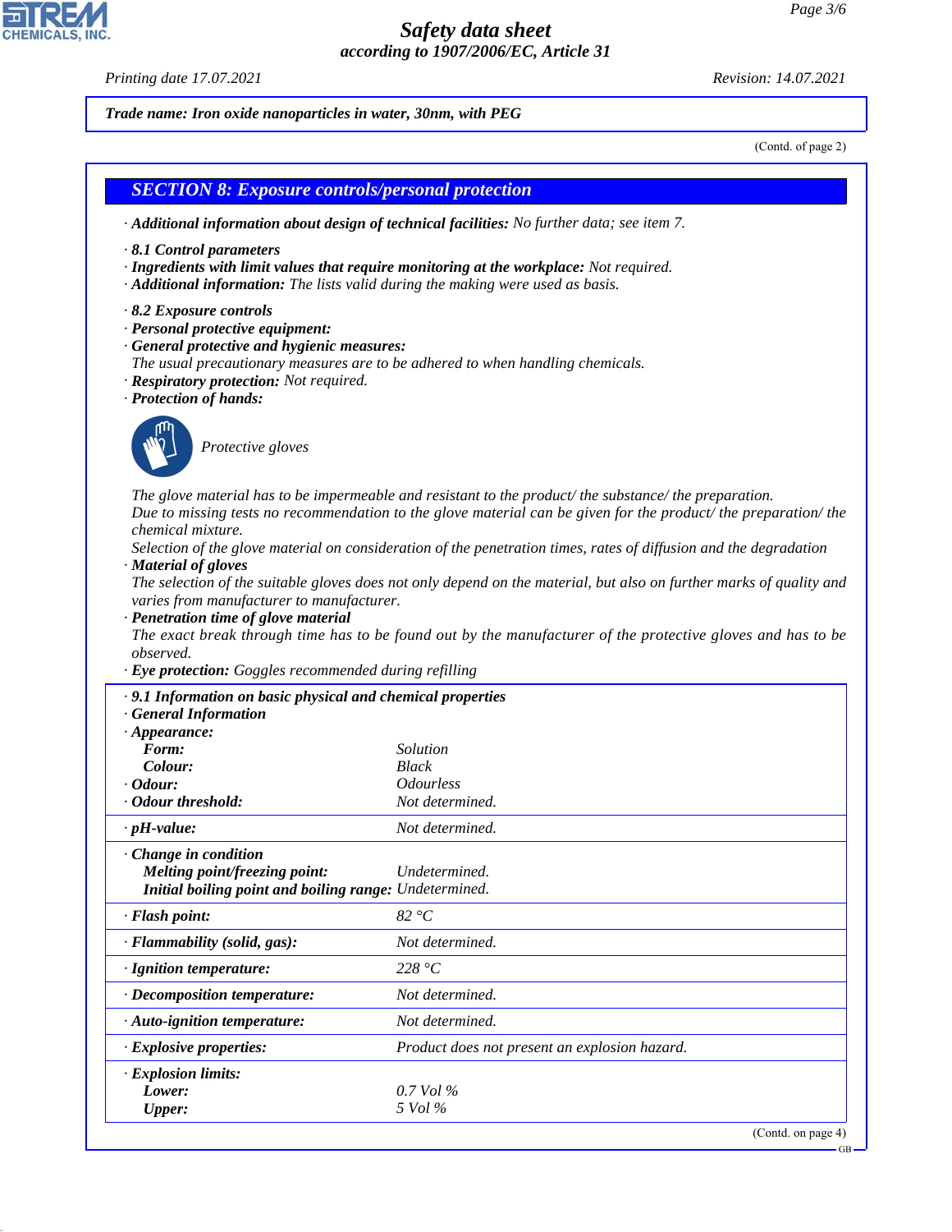**Trade name: Iron oxide nanoparticles in water, 30nm, with PEG**

(Contd. of page 2)

## SECTION 8: Exposure controls/personal protection

· **Additional information about design of technical facilities:** No further data; see item 7.

· **8.1 Control parameters**
· **Ingredients with limit values that require monitoring at the workplace:** Not required.
· **Additional information:** The lists valid during the making were used as basis.

· **8.2 Exposure controls**
· **Personal protective equipment:**
· **General protective and hygienic measures:**
The usual precautionary measures are to be adhered to when handling chemicals.
· **Respiratory protection:** Not required.
· **Protection of hands:**

Protective gloves

The glove material has to be impermeable and resistant to the product/ the substance/ the preparation.
Due to missing tests no recommendation to the glove material can be given for the product/ the preparation/ the chemical mixture.
Selection of the glove material on consideration of the penetration times, rates of diffusion and the degradation
· **Material of gloves**
The selection of the suitable gloves does not only depend on the material, but also on further marks of quality and varies from manufacturer to manufacturer.
· **Penetration time of glove material**
The exact break through time has to be found out by the manufacturer of the protective gloves and has to be observed.
· **Eye protection:** Goggles recommended during refilling

| | |
|---|---|
| · **9.1 Information on basic physical and chemical properties** | |
| · **General Information** | |
| · **Appearance:** | |
| **Form:** | Solution |
| **Colour:** | Black |
| · **Odour:** | Odourless |
| · **Odour threshold:** | Not determined. |
| · **pH-value:** | Not determined. |
| · **Change in condition** | |
| **Melting point/freezing point:** | Undetermined. |
| **Initial boiling point and boiling range:** | Undetermined. |
| · **Flash point:** | 82 °C |
| · **Flammability (solid, gas):** | Not determined. |
| · **Ignition temperature:** | 228 °C |
| · **Decomposition temperature:** | Not determined. |
| · **Auto-ignition temperature:** | Not determined. |
| · **Explosive properties:** | Product does not present an explosion hazard. |
| · **Explosion limits:** | |
| **Lower:** | 0.7 Vol % |
| **Upper:** | 5 Vol % |

(Contd. on page 4)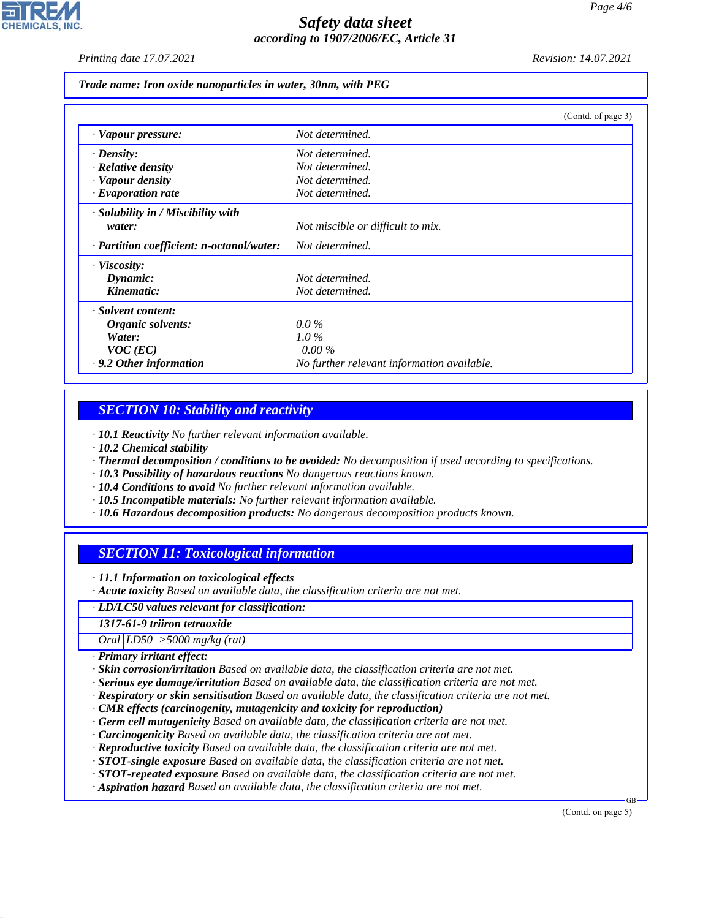**Trade name: Iron oxide nanoparticles in water, 30nm, with PEG**

(Contd. of page 3)

| | |
|---|---|
| · **Vapour pressure:** | Not determined. |
| · **Density:** | Not determined. |
| · **Relative density** | Not determined. |
| · **Vapour density** | Not determined. |
| · **Evaporation rate** | Not determined. |
| · **Solubility in / Miscibility with water:** | Not miscible or difficult to mix. |
| · **Partition coefficient: n-octanol/water:** | Not determined. |
| · **Viscosity:** | |
| **Dynamic:** | Not determined. |
| **Kinematic:** | Not determined. |
| · **Solvent content:** | |
| **Organic solvents:** | 0.0 % |
| **Water:** | 1.0 % |
| **VOC (EC)** | 0.00 % |
| · **9.2 Other information** | No further relevant information available. |

## SECTION 10: Stability and reactivity

· **10.1 Reactivity** No further relevant information available.
· **10.2 Chemical stability**
· **Thermal decomposition / conditions to be avoided:** No decomposition if used according to specifications.
· **10.3 Possibility of hazardous reactions** No dangerous reactions known.
· **10.4 Conditions to avoid** No further relevant information available.
· **10.5 Incompatible materials:** No further relevant information available.
· **10.6 Hazardous decomposition products:** No dangerous decomposition products known.

## SECTION 11: Toxicological information

· **11.1 Information on toxicological effects**
· **Acute toxicity** Based on available data, the classification criteria are not met.

| · **LD/LC50 values relevant for classification:** | | |
|---|---|---|
| **1317-61-9 triiron tetraoxide** | | |
| Oral | LD50 | >5000 mg/kg (rat) |

· **Primary irritant effect:**
· **Skin corrosion/irritation** Based on available data, the classification criteria are not met.
· **Serious eye damage/irritation** Based on available data, the classification criteria are not met.
· **Respiratory or skin sensitisation** Based on available data, the classification criteria are not met.
· **CMR effects (carcinogenity, mutagenicity and toxicity for reproduction)**
· **Germ cell mutagenicity** Based on available data, the classification criteria are not met.
· **Carcinogenicity** Based on available data, the classification criteria are not met.
· **Reproductive toxicity** Based on available data, the classification criteria are not met.
· **STOT-single exposure** Based on available data, the classification criteria are not met.
· **STOT-repeated exposure** Based on available data, the classification criteria are not met.
· **Aspiration hazard** Based on available data, the classification criteria are not met.

(Contd. on page 5)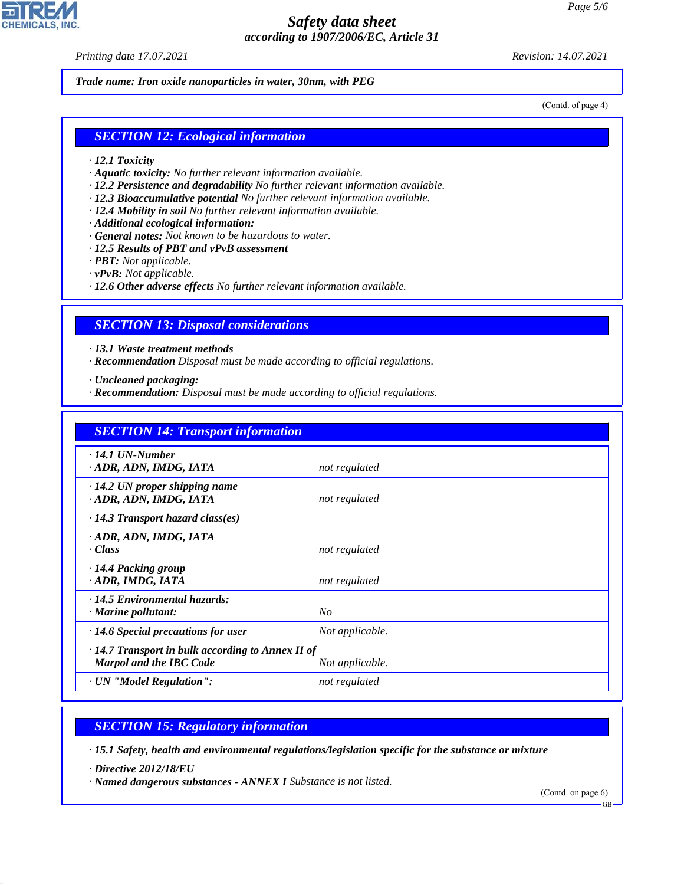Trade name: Iron oxide nanoparticles in water, 30nm, with PEG

(Contd. of page 4)

## SECTION 12: Ecological information

· **12.1 Toxicity**
· **Aquatic toxicity:** No further relevant information available.
· **12.2 Persistence and degradability** No further relevant information available.
· **12.3 Bioaccumulative potential** No further relevant information available.
· **12.4 Mobility in soil** No further relevant information available.
· **Additional ecological information:**
· **General notes:** Not known to be hazardous to water.
· **12.5 Results of PBT and vPvB assessment**
· **PBT:** Not applicable.
· **vPvB:** Not applicable.
· **12.6 Other adverse effects** No further relevant information available.

## SECTION 13: Disposal considerations

· **13.1 Waste treatment methods**
· **Recommendation** Disposal must be made according to official regulations.

· **Uncleaned packaging:**
· **Recommendation:** Disposal must be made according to official regulations.

## SECTION 14: Transport information

| | |
|---|---|
| · **14.1 UN-Number** | |
| · **ADR, ADN, IMDG, IATA** | not regulated |
| · **14.2 UN proper shipping name** | |
| · **ADR, ADN, IMDG, IATA** | not regulated |
| · **14.3 Transport hazard class(es)** | |
| · **ADR, ADN, IMDG, IATA** | |
| · **Class** | not regulated |
| · **14.4 Packing group** | |
| · **ADR, IMDG, IATA** | not regulated |
| · **14.5 Environmental hazards:** | |
| · **Marine pollutant:** | No |
| · **14.6 Special precautions for user** | Not applicable. |
| · **14.7 Transport in bulk according to Annex II of Marpol and the IBC Code** | Not applicable. |
| · **UN "Model Regulation":** | not regulated |

## SECTION 15: Regulatory information

· **15.1 Safety, health and environmental regulations/legislation specific for the substance or mixture**

· **Directive 2012/18/EU**
· **Named dangerous substances - ANNEX I** Substance is not listed.

(Contd. on page 6)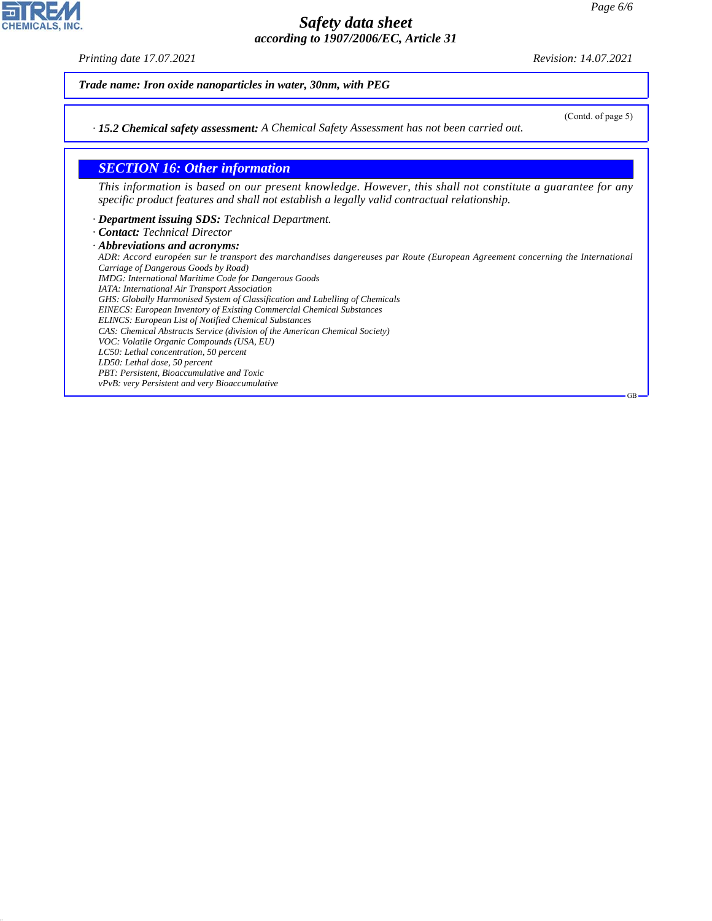**Trade name: Iron oxide nanoparticles in water, 30nm, with PEG**

(Contd. of page 5)

· **15.2 Chemical safety assessment:** A Chemical Safety Assessment has not been carried out.

## SECTION 16: Other information

This information is based on our present knowledge. However, this shall not constitute a guarantee for any specific product features and shall not establish a legally valid contractual relationship.

· **Department issuing SDS:** Technical Department.
· **Contact:** Technical Director
· **Abbreviations and acronyms:**
ADR: Accord européen sur le transport des marchandises dangereuses par Route (European Agreement concerning the International Carriage of Dangerous Goods by Road)
IMDG: International Maritime Code for Dangerous Goods
IATA: International Air Transport Association
GHS: Globally Harmonised System of Classification and Labelling of Chemicals
EINECS: European Inventory of Existing Commercial Chemical Substances
ELINCS: European List of Notified Chemical Substances
CAS: Chemical Abstracts Service (division of the American Chemical Society)
VOC: Volatile Organic Compounds (USA, EU)
LC50: Lethal concentration, 50 percent
LD50: Lethal dose, 50 percent
PBT: Persistent, Bioaccumulative and Toxic
vPvB: very Persistent and very Bioaccumulative

GB